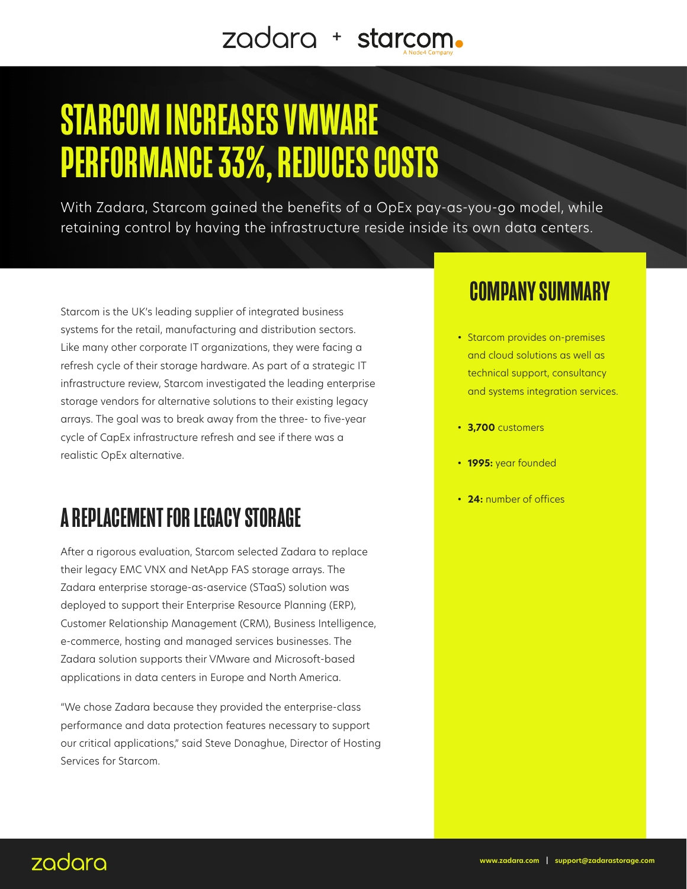# STARCOM INCREASES VMWARE PERFORMANCE 33%, REDUCES COSTS

With Zadara, Starcom gained the benefits of a OpEx pay-as-you-go model, while retaining control by having the infrastructure reside inside its own data centers.

Starcom is the UK's leading supplier of integrated business systems for the retail, manufacturing and distribution sectors. Like many other corporate IT organizations, they were facing a refresh cycle of their storage hardware. As part of a strategic IT infrastructure review, Starcom investigated the leading enterprise storage vendors for alternative solutions to their existing legacy arrays. The goal was to break away from the three- to five-year cycle of CapEx infrastructure refresh and see if there was a realistic OpEx alternative.

## A REPLACEMENT FOR LEGACY STORAGE

After a rigorous evaluation, Starcom selected Zadara to replace their legacy EMC VNX and NetApp FAS storage arrays. The Zadara enterprise storage-as-aservice (STaaS) solution was deployed to support their Enterprise Resource Planning (ERP), Customer Relationship Management (CRM), Business Intelligence, e-commerce, hosting and managed services businesses. The Zadara solution supports their VMware and Microsoft-based applications in data centers in Europe and North America.

"We chose Zadara because they provided the enterprise-class performance and data protection features necessary to support our critical applications," said Steve Donaghue, Director of Hosting Services for Starcom.

## COMPANY SUMMARY

- Starcom provides on-premises and cloud solutions as well as technical support, consultancy and systems integration services.
- **3,700** customers
- **1995:** year founded
- **24:** number of offices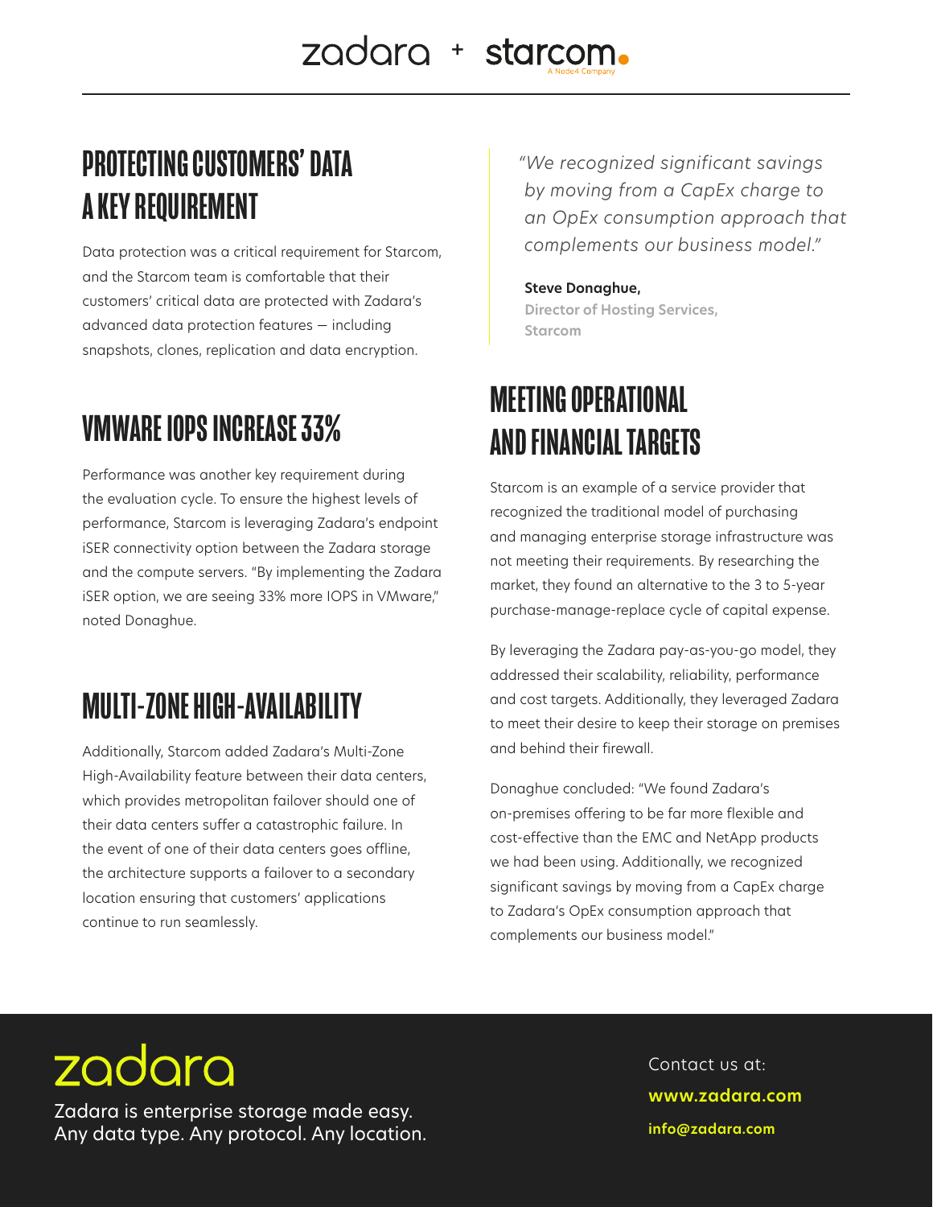zadara + starcom

A Node4 Company

## PROTECTING CUSTOMERS' DATA A KEY REQUIREMENT

Data protection was a critical requirement for Starcom, and the Starcom team is comfortable that their customers' critical data are protected with Zadara's advanced data protection features — including snapshots, clones, replication and data encryption.

## VMWARE IOPS INCREASE 33%

Performance was another key requirement during the evaluation cycle. To ensure the highest levels of performance, Starcom is leveraging Zadara's endpoint iSER connectivity option between the Zadara storage and the compute servers. "By implementing the Zadara iSER option, we are seeing 33% more IOPS in VMware," noted Donaghue.

## MULTI-ZONE HIGH-AVAILABILITY

Additionally, Starcom added Zadara's Multi-Zone High-Availability feature between their data centers, which provides metropolitan failover should one of their data centers suffer a catastrophic failure. In the event of one of their data centers goes offline, the architecture supports a failover to a secondary location ensuring that customers' applications continue to run seamlessly.

> *"We recognized significant savings by moving from a CapEx charge to an OpEx consumption approach that complements our business model."*
>
> **Steve Donaghue,**
> **Director of Hosting Services, Starcom**

## MEETING OPERATIONAL AND FINANCIAL TARGETS

Starcom is an example of a service provider that recognized the traditional model of purchasing and managing enterprise storage infrastructure was not meeting their requirements. By researching the market, they found an alternative to the 3 to 5-year purchase-manage-replace cycle of capital expense.

By leveraging the Zadara pay-as-you-go model, they addressed their scalability, reliability, performance and cost targets. Additionally, they leveraged Zadara to meet their desire to keep their storage on premises and behind their firewall.

Donaghue concluded: "We found Zadara's on-premises offering to be far more flexible and cost-effective than the EMC and NetApp products we had been using. Additionally, we recognized significant savings by moving from a CapEx charge to Zadara's OpEx consumption approach that complements our business model."

zadara

Zadara is enterprise storage made easy.
Any data type. Any protocol. Any location.

Contact us at:
**www.zadara.com**
**info@zadara.com**